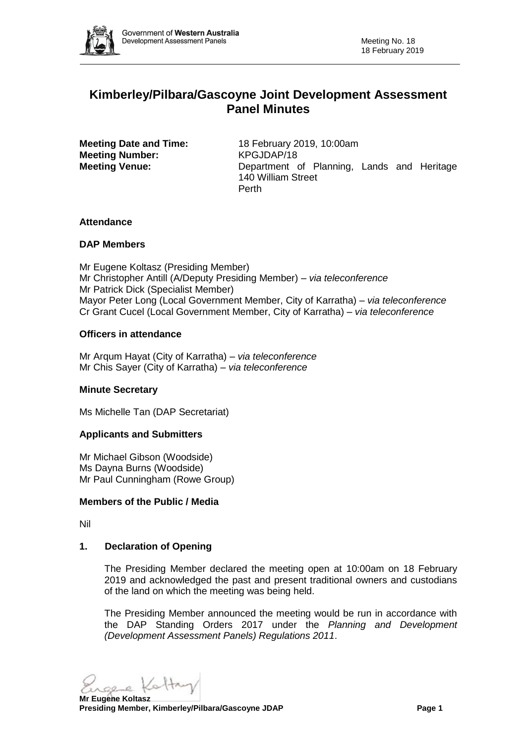# Kimberley/Pilbara/Gascoyne Joint Development Assessment Panel Minutes

**Meeting Date and Time:** 18 February 2019, 10:00am
**Meeting Number:** KPGJDAP/18
**Meeting Venue:** Department of Planning, Lands and Heritage
140 William Street
Perth

## Attendance

### DAP Members

Mr Eugene Koltasz (Presiding Member)
Mr Christopher Antill (A/Deputy Presiding Member) – *via teleconference*
Mr Patrick Dick (Specialist Member)
Mayor Peter Long (Local Government Member, City of Karratha) – *via teleconference*
Cr Grant Cucel (Local Government Member, City of Karratha) – *via teleconference*

### Officers in attendance

Mr Arqum Hayat (City of Karratha) – *via teleconference*
Mr Chis Sayer (City of Karratha) – *via teleconference*

### Minute Secretary

Ms Michelle Tan (DAP Secretariat)

### Applicants and Submitters

Mr Michael Gibson (Woodside)
Ms Dayna Burns (Woodside)
Mr Paul Cunningham (Rowe Group)

### Members of the Public / Media

Nil

## 1. Declaration of Opening

The Presiding Member declared the meeting open at 10:00am on 18 February 2019 and acknowledged the past and present traditional owners and custodians of the land on which the meeting was being held.

The Presiding Member announced the meeting would be run in accordance with the DAP Standing Orders 2017 under the *Planning and Development (Development Assessment Panels) Regulations 2011*.

**Mr Eugene Koltasz**
**Presiding Member, Kimberley/Pilbara/Gascoyne JDAP**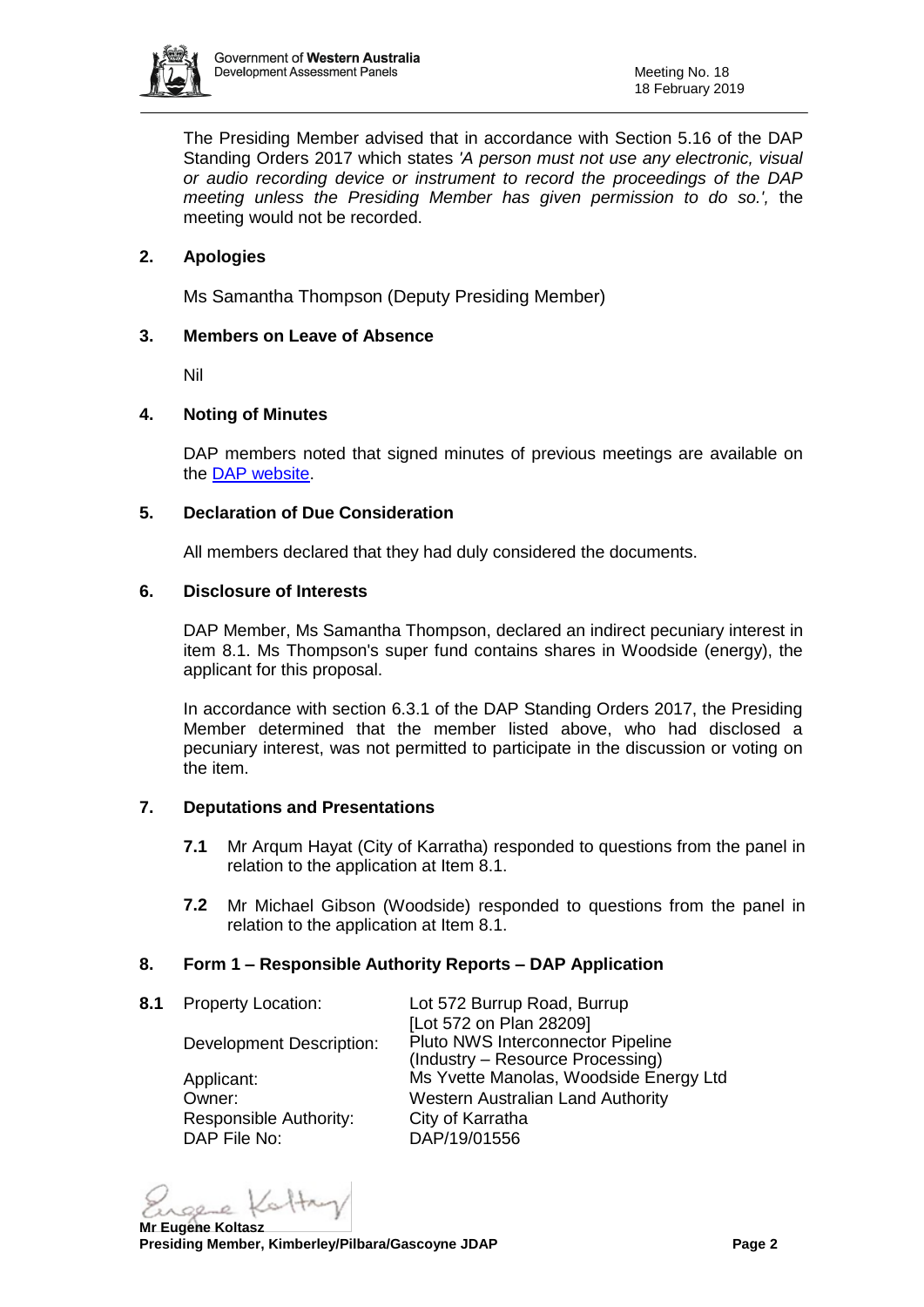The Presiding Member advised that in accordance with Section 5.16 of the DAP Standing Orders 2017 which states *'A person must not use any electronic, visual or audio recording device or instrument to record the proceedings of the DAP meeting unless the Presiding Member has given permission to do so.',* the meeting would not be recorded.

## 2. Apologies

Ms Samantha Thompson (Deputy Presiding Member)

## 3. Members on Leave of Absence

Nil

## 4. Noting of Minutes

DAP members noted that signed minutes of previous meetings are available on the DAP website.

## 5. Declaration of Due Consideration

All members declared that they had duly considered the documents.

## 6. Disclosure of Interests

DAP Member, Ms Samantha Thompson, declared an indirect pecuniary interest in item 8.1. Ms Thompson's super fund contains shares in Woodside (energy), the applicant for this proposal.

In accordance with section 6.3.1 of the DAP Standing Orders 2017, the Presiding Member determined that the member listed above, who had disclosed a pecuniary interest, was not permitted to participate in the discussion or voting on the item.

## 7. Deputations and Presentations

**7.1** Mr Arqum Hayat (City of Karratha) responded to questions from the panel in relation to the application at Item 8.1.

**7.2** Mr Michael Gibson (Woodside) responded to questions from the panel in relation to the application at Item 8.1.

## 8. Form 1 – Responsible Authority Reports – DAP Application

**8.1**

| | |
|---|---|
| Property Location: | Lot 572 Burrup Road, Burrup [Lot 572 on Plan 28209] |
| Development Description: | Pluto NWS Interconnector Pipeline (Industry – Resource Processing) |
| Applicant: | Ms Yvette Manolas, Woodside Energy Ltd |
| Owner: | Western Australian Land Authority |
| Responsible Authority: | City of Karratha |
| DAP File No: | DAP/19/01556 |

**Mr Eugene Koltasz**
**Presiding Member, Kimberley/Pilbara/Gascoyne JDAP**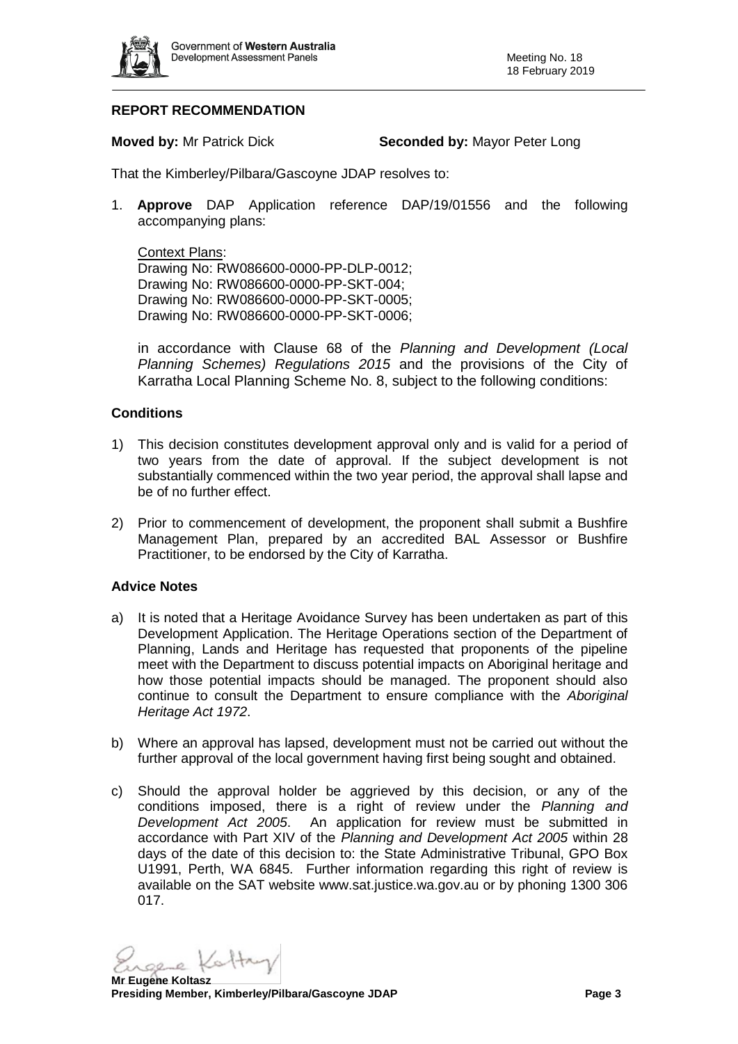## REPORT RECOMMENDATION

**Moved by:** Mr Patrick Dick **Seconded by:** Mayor Peter Long

That the Kimberley/Pilbara/Gascoyne JDAP resolves to:

1. **Approve** DAP Application reference DAP/19/01556 and the following accompanying plans:

   Context Plans:
   Drawing No: RW086600-0000-PP-DLP-0012;
   Drawing No: RW086600-0000-PP-SKT-004;
   Drawing No: RW086600-0000-PP-SKT-0005;
   Drawing No: RW086600-0000-PP-SKT-0006;

   in accordance with Clause 68 of the *Planning and Development (Local Planning Schemes) Regulations 2015* and the provisions of the City of Karratha Local Planning Scheme No. 8, subject to the following conditions:

### Conditions

1) This decision constitutes development approval only and is valid for a period of two years from the date of approval. If the subject development is not substantially commenced within the two year period, the approval shall lapse and be of no further effect.

2) Prior to commencement of development, the proponent shall submit a Bushfire Management Plan, prepared by an accredited BAL Assessor or Bushfire Practitioner, to be endorsed by the City of Karratha.

### Advice Notes

a) It is noted that a Heritage Avoidance Survey has been undertaken as part of this Development Application. The Heritage Operations section of the Department of Planning, Lands and Heritage has requested that proponents of the pipeline meet with the Department to discuss potential impacts on Aboriginal heritage and how those potential impacts should be managed. The proponent should also continue to consult the Department to ensure compliance with the *Aboriginal Heritage Act 1972*.

b) Where an approval has lapsed, development must not be carried out without the further approval of the local government having first being sought and obtained.

c) Should the approval holder be aggrieved by this decision, or any of the conditions imposed, there is a right of review under the *Planning and Development Act 2005*. An application for review must be submitted in accordance with Part XIV of the *Planning and Development Act 2005* within 28 days of the date of this decision to: the State Administrative Tribunal, GPO Box U1991, Perth, WA 6845. Further information regarding this right of review is available on the SAT website www.sat.justice.wa.gov.au or by phoning 1300 306 017.

**Mr Eugene Koltasz**
**Presiding Member, Kimberley/Pilbara/Gascoyne JDAP**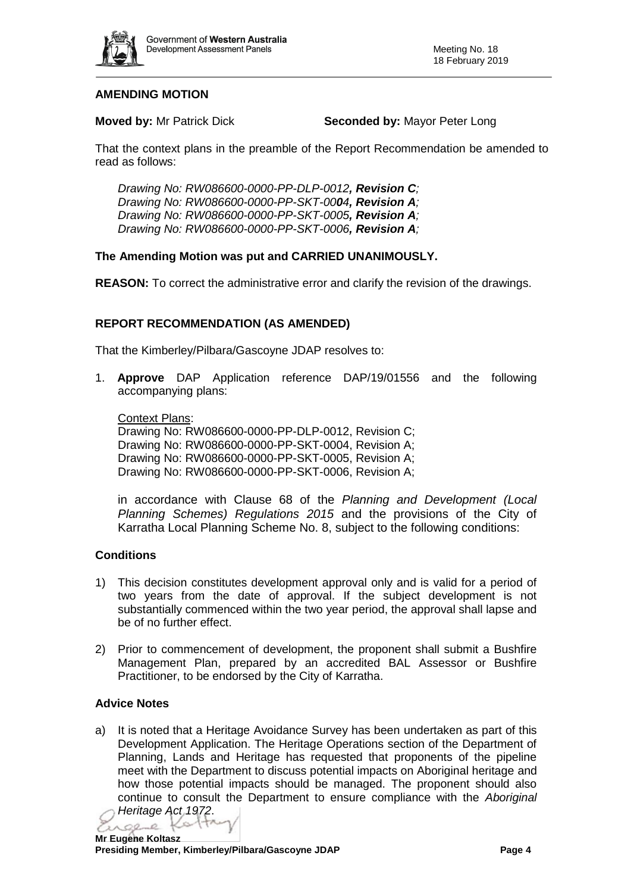**AMENDING MOTION**

**Moved by:** Mr Patrick Dick **Seconded by:** Mayor Peter Long

That the context plans in the preamble of the Report Recommendation be amended to read as follows:

*Drawing No: RW086600-0000-PP-DLP-0012**, Revision C**;*
*Drawing No: RW086600-0000-PP-SKT-00**04**, **Revision A**;*
*Drawing No: RW086600-0000-PP-SKT-0005**, Revision A**;*
*Drawing No: RW086600-0000-PP-SKT-0006**, Revision A**;*

**The Amending Motion was put and CARRIED UNANIMOUSLY.**

**REASON:** To correct the administrative error and clarify the revision of the drawings.

**REPORT RECOMMENDATION (AS AMENDED)**

That the Kimberley/Pilbara/Gascoyne JDAP resolves to:

1. **Approve** DAP Application reference DAP/19/01556 and the following accompanying plans:

   Context Plans:
   Drawing No: RW086600-0000-PP-DLP-0012, Revision C;
   Drawing No: RW086600-0000-PP-SKT-0004, Revision A;
   Drawing No: RW086600-0000-PP-SKT-0005, Revision A;
   Drawing No: RW086600-0000-PP-SKT-0006, Revision A;

   in accordance with Clause 68 of the *Planning and Development (Local Planning Schemes) Regulations 2015* and the provisions of the City of Karratha Local Planning Scheme No. 8, subject to the following conditions:

**Conditions**

1) This decision constitutes development approval only and is valid for a period of two years from the date of approval. If the subject development is not substantially commenced within the two year period, the approval shall lapse and be of no further effect.

2) Prior to commencement of development, the proponent shall submit a Bushfire Management Plan, prepared by an accredited BAL Assessor or Bushfire Practitioner, to be endorsed by the City of Karratha.

**Advice Notes**

a) It is noted that a Heritage Avoidance Survey has been undertaken as part of this Development Application. The Heritage Operations section of the Department of Planning, Lands and Heritage has requested that proponents of the pipeline meet with the Department to discuss potential impacts on Aboriginal heritage and how those potential impacts should be managed. The proponent should also continue to consult the Department to ensure compliance with the *Aboriginal Heritage Act 1972*.

**Mr Eugene Koltasz**
**Presiding Member, Kimberley/Pilbara/Gascoyne JDAP**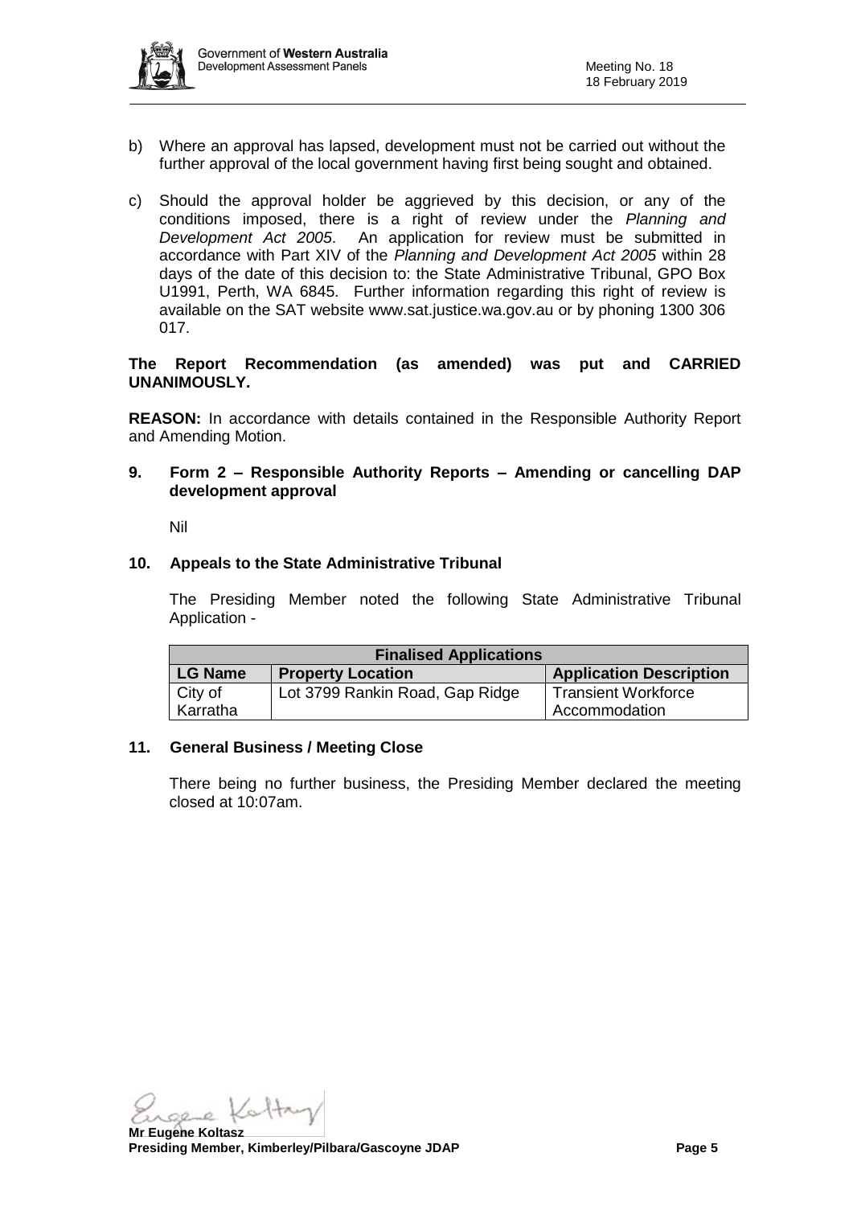b) Where an approval has lapsed, development must not be carried out without the further approval of the local government having first being sought and obtained.

c) Should the approval holder be aggrieved by this decision, or any of the conditions imposed, there is a right of review under the *Planning and Development Act 2005*. An application for review must be submitted in accordance with Part XIV of the *Planning and Development Act 2005* within 28 days of the date of this decision to: the State Administrative Tribunal, GPO Box U1991, Perth, WA 6845. Further information regarding this right of review is available on the SAT website www.sat.justice.wa.gov.au or by phoning 1300 306 017.

**The Report Recommendation (as amended) was put and CARRIED UNANIMOUSLY.**

**REASON:** In accordance with details contained in the Responsible Authority Report and Amending Motion.

## 9. Form 2 – Responsible Authority Reports – Amending or cancelling DAP development approval

Nil

## 10. Appeals to the State Administrative Tribunal

The Presiding Member noted the following State Administrative Tribunal Application -

| Finalised Applications | | |
|---|---|---|
| **LG Name** | **Property Location** | **Application Description** |
| City of Karratha | Lot 3799 Rankin Road, Gap Ridge | Transient Workforce Accommodation |

## 11. General Business / Meeting Close

There being no further business, the Presiding Member declared the meeting closed at 10:07am.

**Mr Eugene Koltasz**
**Presiding Member, Kimberley/Pilbara/Gascoyne JDAP**